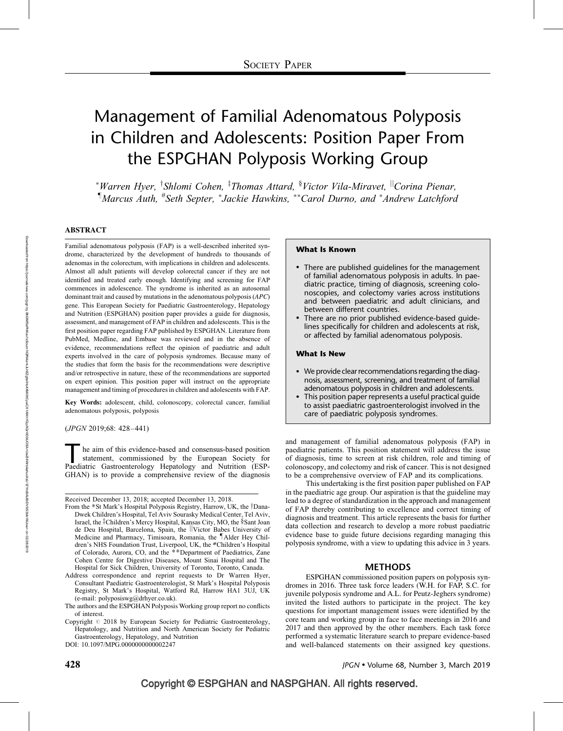SOCIETY PAPER

# Management of Familial Adenomatous Polyposis in Children and Adolescents: Position Paper From the ESPGHAN Polyposis Working Group

*Warren Hyer, †Shlomi Cohen, ‡Thomas Attard, §Victor Vila-Miravet, ||Corina Pienar, ¶Marcus Auth, #Seth Septer, *Jackie Hawkins, **Carol Durno, and *Andrew Latchford

## ABSTRACT

Familial adenomatous polyposis (FAP) is a well-described inherited syndrome, characterized by the development of hundreds to thousands of adenomas in the colorectum, with implications in children and adolescents. Almost all adult patients will develop colorectal cancer if they are not identified and treated early enough. Identifying and screening for FAP commences in adolescence. The syndrome is inherited as an autosomal dominant trait and caused by mutations in the adenomatous polyposis (*APC*) gene. This European Society for Paediatric Gastroenterology, Hepatology and Nutrition (ESPGHAN) position paper provides a guide for diagnosis, assessment, and management of FAP in children and adolescents. This is the first position paper regarding FAP published by ESPGHAN. Literature from PubMed, Medline, and Embase was reviewed and in the absence of evidence, recommendations reflect the opinion of paediatric and adult experts involved in the care of polyposis syndromes. Because many of the studies that form the basis for the recommendations were descriptive and/or retrospective in nature, these of the recommendations are supported on expert opinion. This position paper will instruct on the appropriate management and timing of procedures in children and adolescents with FAP.

**Key Words:** adolescent, child, colonoscopy, colorectal cancer, familial adenomatous polyposis, polyposis

(*JPGN* 2019;68: 428–441)

**What Is Known**

- There are published guidelines for the management of familial adenomatous polyposis in adults. In paediatric practice, timing of diagnosis, screening colonoscopies, and colectomy varies across institutions and between paediatric and adult clinicians, and between different countries.
- There are no prior published evidence-based guidelines specifically for children and adolescents at risk, or affected by familial adenomatous polyposis.

**What Is New**

- We provide clear recommendations regarding the diagnosis, assessment, screening, and treatment of familial adenomatous polyposis in children and adolescents.
- This position paper represents a useful practical guide to assist paediatric gastroenterologist involved in the care of paediatric polyposis syndromes.

The aim of this evidence-based and consensus-based position statement, commissioned by the European Society for Paediatric Gastroenterology Hepatology and Nutrition (ESPGHAN) is to provide a comprehensive review of the diagnosis and management of familial adenomatous polyposis (FAP) in paediatric patients. This position statement will address the issue of diagnosis, time to screen at risk children, role and timing of colonoscopy, and colectomy and risk of cancer. This is not designed to be a comprehensive overview of FAP and its complications.

This undertaking is the first position paper published on FAP in the paediatric age group. Our aspiration is that the guideline may lead to a degree of standardization in the approach and management of FAP thereby contributing to excellence and correct timing of diagnosis and treatment. This article represents the basis for further data collection and research to develop a more robust paediatric evidence base to guide future decisions regarding managing this polyposis syndrome, with a view to updating this advice in 3 years.

## METHODS

ESPGHAN commissioned position papers on polyposis syndromes in 2016. Three task force leaders (W.H. for FAP, S.C. for juvenile polyposis syndrome and A.L. for Peutz-Jeghers syndrome) invited the listed authors to participate in the project. The key questions for important management issues were identified by the core team and working group in face to face meetings in 2016 and 2017 and then approved by the other members. Each task force performed a systematic literature search to prepare evidence-based and well-balanced statements on their assigned key questions.

Received December 13, 2018; accepted December 13, 2018.

From the *St Mark's Hospital Polyposis Registry, Harrow, UK, the †Dana-Dwek Children's Hospital, Tel Aviv Sourasky Medical Center, Tel Aviv, Israel, the ‡Children's Mercy Hospital, Kansas City, MO, the §Sant Joan de Deu Hospital, Barcelona, Spain, the ||Victor Babes University of Medicine and Pharmacy, Timisoara, Romania, the ¶Alder Hey Children's NHS Foundation Trust, Liverpool, UK, the #Children's Hospital of Colorado, Aurora, CO, and the **Department of Paediatrics, Zane Cohen Centre for Digestive Diseases, Mount Sinai Hospital and The Hospital for Sick Children, University of Toronto, Toronto, Canada.

Address correspondence and reprint requests to Dr Warren Hyer, Consultant Paediatric Gastroenterologist, St Mark's Hospital Polyposis Registry, St Mark's Hospital, Watford Rd, Harrow HA1 3UJ, UK (e-mail: polyposiswg@drhyer.co.uk).

The authors and the ESPGHAN Polyposis Working group report no conflicts of interest.

Copyright © 2018 by European Society for Pediatric Gastroenterology, Hepatology, and Nutrition and North American Society for Pediatric Gastroenterology, Hepatology, and Nutrition

DOI: 10.1097/MPG.0000000000002247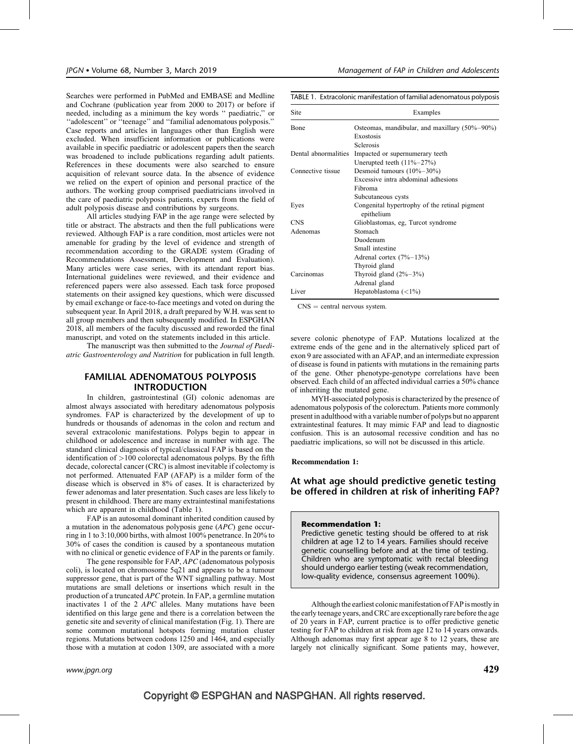Searches were performed in PubMed and EMBASE and Medline and Cochrane (publication year from 2000 to 2017) or before if needed, including as a minimum the key words " paediatric," or "adolescent" or "teenage" and "familial adenomatous polyposis." Case reports and articles in languages other than English were excluded. When insufficient information or publications were available in specific paediatric or adolescent papers then the search was broadened to include publications regarding adult patients. References in these documents were also searched to ensure acquisition of relevant source data. In the absence of evidence we relied on the expert of opinion and personal practice of the authors. The working group comprised paediatricians involved in the care of paediatric polyposis patients, experts from the field of adult polyposis disease and contributions by surgeons.

All articles studying FAP in the age range were selected by title or abstract. The abstracts and then the full publications were reviewed. Although FAP is a rare condition, most articles were not amenable for grading by the level of evidence and strength of recommendation according to the GRADE system (Grading of Recommendations Assessment, Development and Evaluation). Many articles were case series, with its attendant report bias. International guidelines were reviewed, and their evidence and referenced papers were also assessed. Each task force proposed statements on their assigned key questions, which were discussed by email exchange or face-to-face meetings and voted on during the subsequent year. In April 2018, a draft prepared by W.H. was sent to all group members and then subsequently modified. In ESPGHAN 2018, all members of the faculty discussed and reworded the final manuscript, and voted on the statements included in this article.

The manuscript was then submitted to the *Journal of Paediatric Gastroenterology and Nutrition* for publication in full length.

## FAMILIAL ADENOMATOUS POLYPOSIS INTRODUCTION

In children, gastrointestinal (GI) colonic adenomas are almost always associated with hereditary adenomatous polyposis syndromes. FAP is characterized by the development of up to hundreds or thousands of adenomas in the colon and rectum and several extracolonic manifestations. Polyps begin to appear in childhood or adolescence and increase in number with age. The standard clinical diagnosis of typical/classical FAP is based on the identification of >100 colorectal adenomatous polyps. By the fifth decade, colorectal cancer (CRC) is almost inevitable if colectomy is not performed. Attenuated FAP (AFAP) is a milder form of the disease which is observed in 8% of cases. It is characterized by fewer adenomas and later presentation. Such cases are less likely to present in childhood. There are many extraintestinal manifestations which are apparent in childhood (Table 1).

FAP is an autosomal dominant inherited condition caused by a mutation in the adenomatous polyposis gene (*APC*) gene occurring in 1 to 3:10,000 births, with almost 100% penetrance. In 20% to 30% of cases the condition is caused by a spontaneous mutation with no clinical or genetic evidence of FAP in the parents or family.

The gene responsible for FAP, *APC* (adenomatous polyposis coli), is located on chromosome 5q21 and appears to be a tumour suppressor gene, that is part of the WNT signalling pathway. Most mutations are small deletions or insertions which result in the production of a truncated *APC* protein. In FAP, a germline mutation inactivates 1 of the 2 *APC* alleles. Many mutations have been identified on this large gene and there is a correlation between the genetic site and severity of clinical manifestation (Fig. 1). There are some common mutational hotspots forming mutation cluster regions. Mutations between codons 1250 and 1464, and especially those with a mutation at codon 1309, are associated with a more

TABLE 1. Extracolonic manifestation of familial adenomatous polyposis

| Site | Examples |
|---|---|
| Bone | Osteomas, mandibular, and maxillary (50%–90%) |
| | Exostosis |
| | Sclerosis |
| Dental abnormalities | Impacted or supernumerary teeth |
| | Unerupted teeth (11%–27%) |
| Connective tissue | Desmoid tumours (10%–30%) |
| | Excessive intra abdominal adhesions |
| | Fibroma |
| | Subcutaneous cysts |
| Eyes | Congenital hypertrophy of the retinal pigment epithelium |
| CNS | Glioblastomas, eg, Turcot syndrome |
| Adenomas | Stomach |
| | Duodenum |
| | Small intestine |
| | Adrenal cortex (7%–13%) |
| | Thyroid gland |
| Carcinomas | Thyroid gland (2%–3%) |
| | Adrenal gland |
| Liver | Hepatoblastoma (<1%) |

CNS = central nervous system.

severe colonic phenotype of FAP. Mutations localized at the extreme ends of the gene and in the alternatively spliced part of exon 9 are associated with an AFAP, and an intermediate expression of disease is found in patients with mutations in the remaining parts of the gene. Other phenotype-genotype correlations have been observed. Each child of an affected individual carries a 50% chance of inheriting the mutated gene.

MYH-associated polyposis is characterized by the presence of adenomatous polyposis of the colorectum. Patients more commonly present in adulthood with a variable number of polyps but no apparent extraintestinal features. It may mimic FAP and lead to diagnostic confusion. This is an autosomal recessive condition and has no paediatric implications, so will not be discussed in this article.

**Recommendation 1:**

## At what age should predictive genetic testing be offered in children at risk of inheriting FAP?

> **Recommendation 1:**
> Predictive genetic testing should be offered to at risk children at age 12 to 14 years. Families should receive genetic counselling before and at the time of testing. Children who are symptomatic with rectal bleeding should undergo earlier testing (weak recommendation, low-quality evidence, consensus agreement 100%).

Although the earliest colonic manifestation of FAP is mostly in the early teenage years, and CRC are exceptionally rare before the age of 20 years in FAP, current practice is to offer predictive genetic testing for FAP to children at risk from age 12 to 14 years onwards. Although adenomas may first appear age 8 to 12 years, these are largely not clinically significant. Some patients may, however,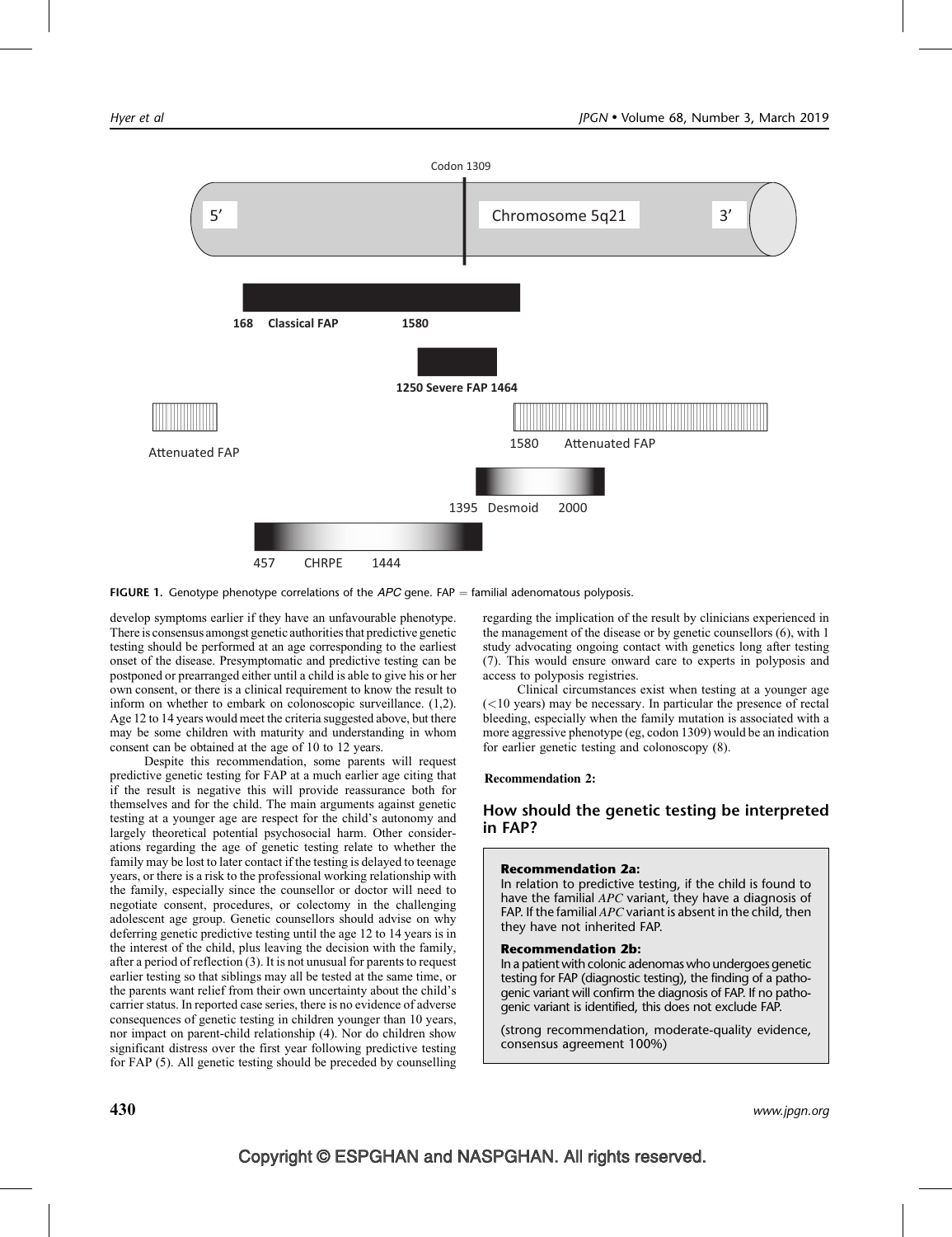Codon 1309

5'

Chromosome 5q21

3'

168 Classical FAP 1580

1250 Severe FAP 1464

Attenuated FAP

1580 Attenuated FAP

1395 Desmoid 2000

457 CHRPE 1444

**FIGURE 1.** Genotype phenotype correlations of the *APC* gene. FAP = familial adenomatous polyposis.

develop symptoms earlier if they have an unfavourable phenotype. There is consensus amongst genetic authorities that predictive genetic testing should be performed at an age corresponding to the earliest onset of the disease. Presymptomatic and predictive testing can be postponed or prearranged either until a child is able to give his or her own consent, or there is a clinical requirement to know the result to inform on whether to embark on colonoscopic surveillance. (1,2). Age 12 to 14 years would meet the criteria suggested above, but there may be some children with maturity and understanding in whom consent can be obtained at the age of 10 to 12 years.

Despite this recommendation, some parents will request predictive genetic testing for FAP at a much earlier age citing that if the result is negative this will provide reassurance both for themselves and for the child. The main arguments against genetic testing at a younger age are respect for the child's autonomy and largely theoretical potential psychosocial harm. Other considerations regarding the age of genetic testing relate to whether the family may be lost to later contact if the testing is delayed to teenage years, or there is a risk to the professional working relationship with the family, especially since the counsellor or doctor will need to negotiate consent, procedures, or colectomy in the challenging adolescent age group. Genetic counsellors should advise on why deferring genetic predictive testing until the age 12 to 14 years is in the interest of the child, plus leaving the decision with the family, after a period of reflection (3). It is not unusual for parents to request earlier testing so that siblings may all be tested at the same time, or the parents want relief from their own uncertainty about the child's carrier status. In reported case series, there is no evidence of adverse consequences of genetic testing in children younger than 10 years, nor impact on parent-child relationship (4). Nor do children show significant distress over the first year following predictive testing for FAP (5). All genetic testing should be preceded by counselling regarding the implication of the result by clinicians experienced in the management of the disease or by genetic counsellors (6), with 1 study advocating ongoing contact with genetics long after testing (7). This would ensure onward care to experts in polyposis and access to polyposis registries.

Clinical circumstances exist when testing at a younger age (<10 years) may be necessary. In particular the presence of rectal bleeding, especially when the family mutation is associated with a more aggressive phenotype (eg, codon 1309) would be an indication for earlier genetic testing and colonoscopy (8).

**Recommendation 2:**

## How should the genetic testing be interpreted in FAP?

**Recommendation 2a:**
In relation to predictive testing, if the child is found to have the familial *APC* variant, they have a diagnosis of FAP. If the familial *APC* variant is absent in the child, then they have not inherited FAP.

**Recommendation 2b:**
In a patient with colonic adenomas who undergoes genetic testing for FAP (diagnostic testing), the finding of a pathogenic variant will confirm the diagnosis of FAP. If no pathogenic variant is identified, this does not exclude FAP.

(strong recommendation, moderate-quality evidence, consensus agreement 100%)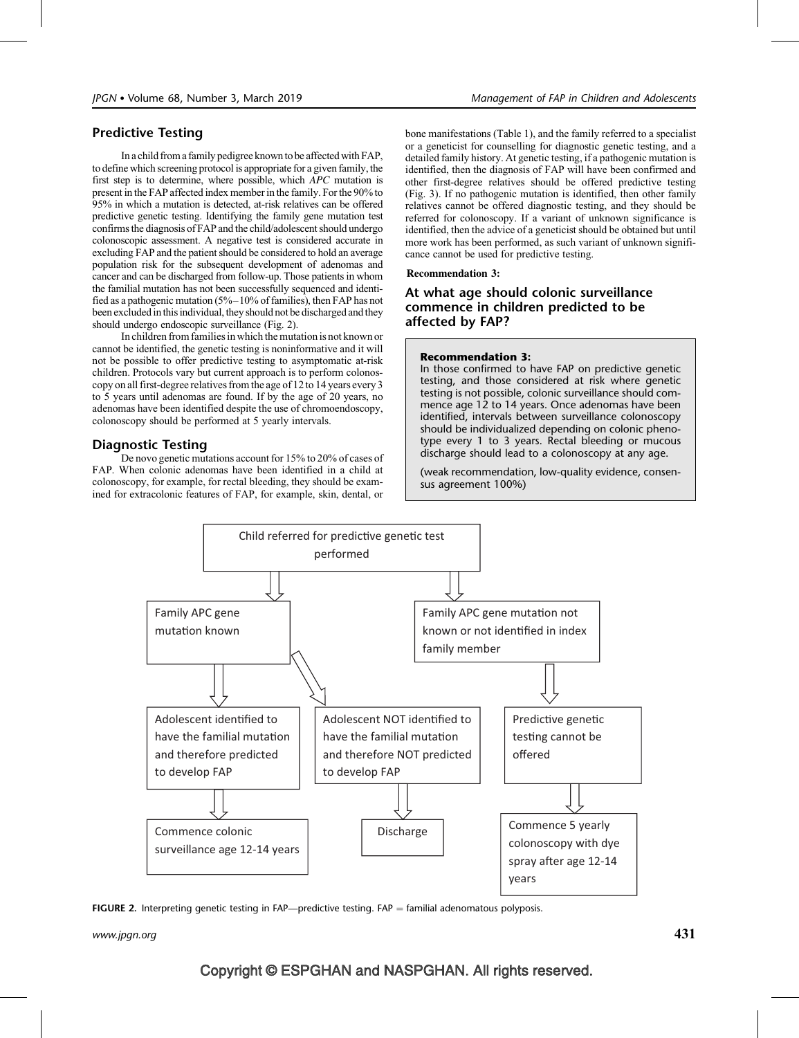## Predictive Testing

In a child from a family pedigree known to be affected with FAP, to define which screening protocol is appropriate for a given family, the first step is to determine, where possible, which *APC* mutation is present in the FAP affected index member in the family. For the 90% to 95% in which a mutation is detected, at-risk relatives can be offered predictive genetic testing. Identifying the family gene mutation test confirms the diagnosis of FAP and the child/adolescent should undergo colonoscopic assessment. A negative test is considered accurate in excluding FAP and the patient should be considered to hold an average population risk for the subsequent development of adenomas and cancer and can be discharged from follow-up. Those patients in whom the familial mutation has not been successfully sequenced and identified as a pathogenic mutation (5%–10% of families), then FAP has not been excluded in this individual, they should not be discharged and they should undergo endoscopic surveillance (Fig. 2).

In children from families in which the mutation is not known or cannot be identified, the genetic testing is noninformative and it will not be possible to offer predictive testing to asymptomatic at-risk children. Protocols vary but current approach is to perform colonoscopy on all first-degree relatives from the age of 12 to 14 years every 3 to 5 years until adenomas are found. If by the age of 20 years, no adenomas have been identified despite the use of chromoendoscopy, colonoscopy should be performed at 5 yearly intervals.

## Diagnostic Testing

De novo genetic mutations account for 15% to 20% of cases of FAP. When colonic adenomas have been identified in a child at colonoscopy, for example, for rectal bleeding, they should be examined for extracolonic features of FAP, for example, skin, dental, or bone manifestations (Table 1), and the family referred to a specialist or a geneticist for counselling for diagnostic genetic testing, and a detailed family history. At genetic testing, if a pathogenic mutation is identified, then the diagnosis of FAP will have been confirmed and other first-degree relatives should be offered predictive testing (Fig. 3). If no pathogenic mutation is identified, then other family relatives cannot be offered diagnostic testing, and they should be referred for colonoscopy. If a variant of unknown significance is identified, then the advice of a geneticist should be obtained but until more work has been performed, as such variant of unknown significance cannot be used for predictive testing.

**Recommendation 3:**

### At what age should colonic surveillance commence in children predicted to be affected by FAP?

> **Recommendation 3:**
> In those confirmed to have FAP on predictive genetic testing, and those considered at risk where genetic testing is not possible, colonic surveillance should commence age 12 to 14 years. Once adenomas have been identified, intervals between surveillance colonoscopy should be individualized depending on colonic phenotype every 1 to 3 years. Rectal bleeding or mucous discharge should lead to a colonoscopy at any age.
>
> (weak recommendation, low-quality evidence, consensus agreement 100%)

Child referred for predictive genetic test performed

Family APC gene mutation known

Family APC gene mutation not known or not identified in index family member

Adolescent identified to have the familial mutation and therefore predicted to develop FAP

Adolescent NOT identified to have the familial mutation and therefore NOT predicted to develop FAP

Predictive genetic testing cannot be offered

Commence colonic surveillance age 12-14 years

Discharge

Commence 5 yearly colonoscopy with dye spray after age 12-14 years

**FIGURE 2.** Interpreting genetic testing in FAP—predictive testing. FAP = familial adenomatous polyposis.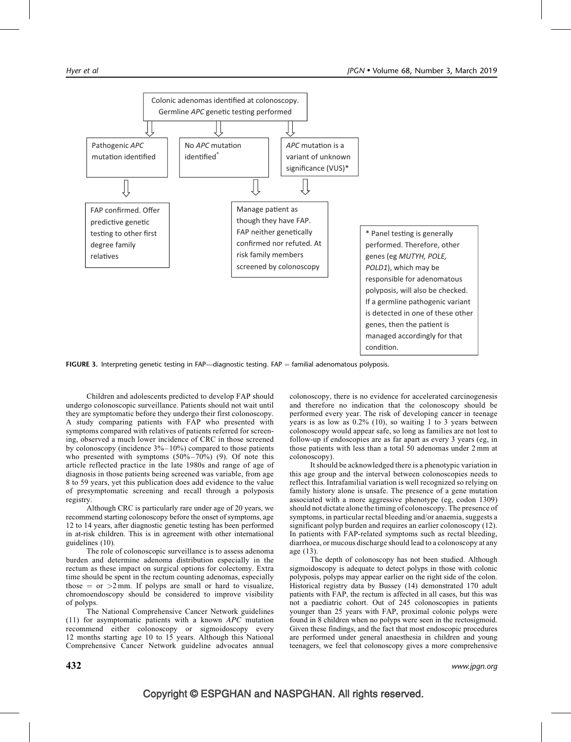Colonic adenomas identified at colonoscopy. Germline *APC* genetic testing performed

- Pathogenic *APC* mutation identified → FAP confirmed. Offer predictive genetic testing to other first degree family relatives
- No *APC* mutation identified* → Manage patient as though they have FAP. FAP neither genetically confirmed nor refuted. At risk family members screened by colonoscopy
- *APC* mutation is a variant of unknown significance (VUS)* → Manage patient as though they have FAP. FAP neither genetically confirmed nor refuted. At risk family members screened by colonoscopy

* Panel testing is generally performed. Therefore, other genes (eg *MUTYH, POLE, POLD1*), which may be responsible for adenomatous polyposis, will also be checked. If a germline pathogenic variant is detected in one of these other genes, then the patient is managed accordingly for that condition.

**FIGURE 3.** Interpreting genetic testing in FAP—diagnostic testing. FAP = familial adenomatous polyposis.

Children and adolescents predicted to develop FAP should undergo colonoscopic surveillance. Patients should not wait until they are symptomatic before they undergo their first colonoscopy. A study comparing patients with FAP who presented with symptoms compared with relatives of patients referred for screening, observed a much lower incidence of CRC in those screened by colonoscopy (incidence 3%–10%) compared to those patients who presented with symptoms (50%–70%) (9). Of note this article reflected practice in the late 1980s and range of age of diagnosis in those patients being screened was variable, from age 8 to 59 years, yet this publication does add evidence to the value of presymptomatic screening and recall through a polyposis registry.

Although CRC is particularly rare under age of 20 years, we recommend starting colonoscopy before the onset of symptoms, age 12 to 14 years, after diagnostic genetic testing has been performed in at-risk children. This is in agreement with other international guidelines (10).

The role of colonoscopic surveillance is to assess adenoma burden and determine adenoma distribution especially in the rectum as these impact on surgical options for colectomy. Extra time should be spent in the rectum counting adenomas, especially those = or >2 mm. If polyps are small or hard to visualize, chromoendoscopy should be considered to improve visibility of polyps.

The National Comprehensive Cancer Network guidelines (11) for asymptomatic patients with a known *APC* mutation recommend either colonoscopy or sigmoidoscopy every 12 months starting age 10 to 15 years. Although this National Comprehensive Cancer Network guideline advocates annual colonoscopy, there is no evidence for accelerated carcinogenesis and therefore no indication that the colonoscopy should be performed every year. The risk of developing cancer in teenage years is as low as 0.2% (10), so waiting 1 to 3 years between colonoscopy would appear safe, so long as families are not lost to follow-up if endoscopies are as far apart as every 3 years (eg, in those patients with less than a total 50 adenomas under 2 mm at colonoscopy).

It should be acknowledged there is a phenotypic variation in this age group and the interval between colonoscopies needs to reflect this. Intrafamilial variation is well recognized so relying on family history alone is unsafe. The presence of a gene mutation associated with a more aggressive phenotype (eg, codon 1309) should not dictate alone the timing of colonoscopy. The presence of symptoms, in particular rectal bleeding and/or anaemia, suggests a significant polyp burden and requires an earlier colonoscopy (12). In patients with FAP-related symptoms such as rectal bleeding, diarrhoea, or mucous discharge should lead to a colonoscopy at any age (13).

The depth of colonoscopy has not been studied. Although sigmoidoscopy is adequate to detect polyps in those with colonic polyposis, polyps may appear earlier on the right side of the colon. Historical registry data by Bussey (14) demonstrated 170 adult patients with FAP, the rectum is affected in all cases, but this was not a paediatric cohort. Out of 245 colonoscopies in patients younger than 25 years with FAP, proximal colonic polyps were found in 8 children when no polyps were seen in the rectosigmoid. Given these findings, and the fact that most endoscopic procedures are performed under general anaesthesia in children and young teenagers, we feel that colonoscopy gives a more comprehensive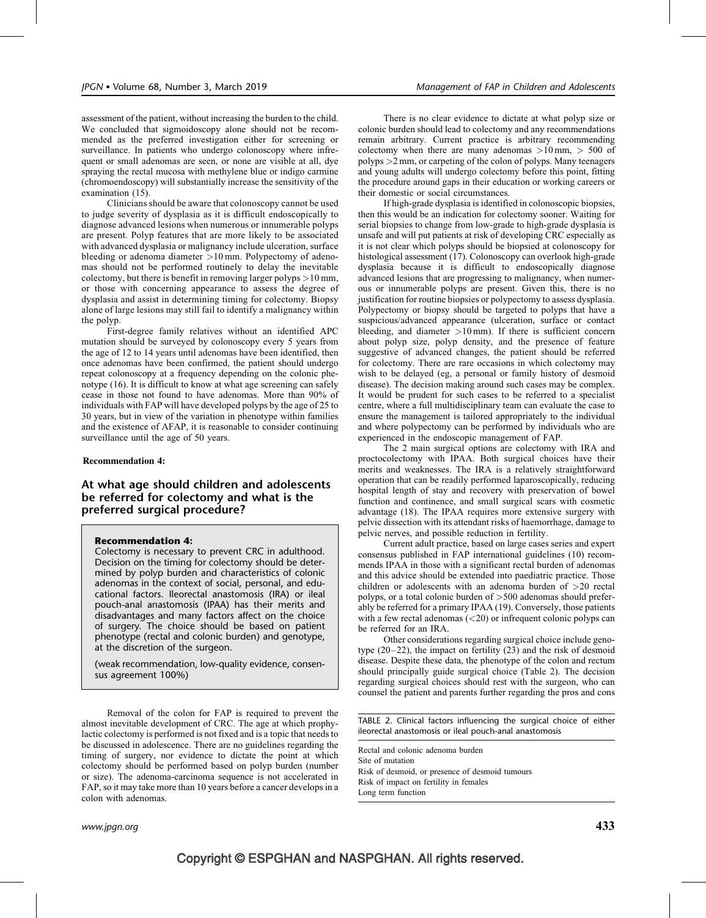assessment of the patient, without increasing the burden to the child. We concluded that sigmoidoscopy alone should not be recommended as the preferred investigation either for screening or surveillance. In patients who undergo colonoscopy where infrequent or small adenomas are seen, or none are visible at all, dye spraying the rectal mucosa with methylene blue or indigo carmine (chromoendoscopy) will substantially increase the sensitivity of the examination (15).

Clinicians should be aware that colonoscopy cannot be used to judge severity of dysplasia as it is difficult endoscopically to diagnose advanced lesions when numerous or innumerable polyps are present. Polyp features that are more likely to be associated with advanced dysplasia or malignancy include ulceration, surface bleeding or adenoma diameter >10 mm. Polypectomy of adenomas should not be performed routinely to delay the inevitable colectomy, but there is benefit in removing larger polyps >10 mm, or those with concerning appearance to assess the degree of dysplasia and assist in determining timing for colectomy. Biopsy alone of large lesions may still fail to identify a malignancy within the polyp.

First-degree family relatives without an identified APC mutation should be surveyed by colonoscopy every 5 years from the age of 12 to 14 years until adenomas have been identified, then once adenomas have been confirmed, the patient should undergo repeat colonoscopy at a frequency depending on the colonic phenotype (16). It is difficult to know at what age screening can safely cease in those not found to have adenomas. More than 90% of individuals with FAP will have developed polyps by the age of 25 to 30 years, but in view of the variation in phenotype within families and the existence of AFAP, it is reasonable to consider continuing surveillance until the age of 50 years.

**Recommendation 4:**

## At what age should children and adolescents be referred for colectomy and what is the preferred surgical procedure?

> **Recommendation 4:**
> Colectomy is necessary to prevent CRC in adulthood. Decision on the timing for colectomy should be determined by polyp burden and characteristics of colonic adenomas in the context of social, personal, and educational factors. Ileorectal anastomosis (IRA) or ileal pouch-anal anastomosis (IPAA) has their merits and disadvantages and many factors affect on the choice of surgery. The choice should be based on patient phenotype (rectal and colonic burden) and genotype, at the discretion of the surgeon.
>
> (weak recommendation, low-quality evidence, consensus agreement 100%)

Removal of the colon for FAP is required to prevent the almost inevitable development of CRC. The age at which prophylactic colectomy is performed is not fixed and is a topic that needs to be discussed in adolescence. There are no guidelines regarding the timing of surgery, nor evidence to dictate the point at which colectomy should be performed based on polyp burden (number or size). The adenoma-carcinoma sequence is not accelerated in FAP, so it may take more than 10 years before a cancer develops in a colon with adenomas.

There is no clear evidence to dictate at what polyp size or colonic burden should lead to colectomy and any recommendations remain arbitrary. Current practice is arbitrary recommending colectomy when there are many adenomas >10 mm, > 500 of polyps >2 mm, or carpeting of the colon of polyps. Many teenagers and young adults will undergo colectomy before this point, fitting the procedure around gaps in their education or working careers or their domestic or social circumstances.

If high-grade dysplasia is identified in colonoscopic biopsies, then this would be an indication for colectomy sooner. Waiting for serial biopsies to change from low-grade to high-grade dysplasia is unsafe and will put patients at risk of developing CRC especially as it is not clear which polyps should be biopsied at colonoscopy for histological assessment (17). Colonoscopy can overlook high-grade dysplasia because it is difficult to endoscopically diagnose advanced lesions that are progressing to malignancy, when numerous or innumerable polyps are present. Given this, there is no justification for routine biopsies or polypectomy to assess dysplasia. Polypectomy or biopsy should be targeted to polyps that have a suspicious/advanced appearance (ulceration, surface or contact bleeding, and diameter >10 mm). If there is sufficient concern about polyp size, polyp density, and the presence of feature suggestive of advanced changes, the patient should be referred for colectomy. There are rare occasions in which colectomy may wish to be delayed (eg, a personal or family history of desmoid disease). The decision making around such cases may be complex. It would be prudent for such cases to be referred to a specialist centre, where a full multidisciplinary team can evaluate the case to ensure the management is tailored appropriately to the individual and where polypectomy can be performed by individuals who are experienced in the endoscopic management of FAP.

The 2 main surgical options are colectomy with IRA and proctocolectomy with IPAA. Both surgical choices have their merits and weaknesses. The IRA is a relatively straightforward operation that can be readily performed laparoscopically, reducing hospital length of stay and recovery with preservation of bowel function and continence, and small surgical scars with cosmetic advantage (18). The IPAA requires more extensive surgery with pelvic dissection with its attendant risks of haemorrhage, damage to pelvic nerves, and possible reduction in fertility.

Current adult practice, based on large cases series and expert consensus published in FAP international guidelines (10) recommends IPAA in those with a significant rectal burden of adenomas and this advice should be extended into paediatric practice. Those children or adolescents with an adenoma burden of >20 rectal polyps, or a total colonic burden of >500 adenomas should preferably be referred for a primary IPAA (19). Conversely, those patients with a few rectal adenomas (<20) or infrequent colonic polyps can be referred for an IRA.

Other considerations regarding surgical choice include genotype (20–22), the impact on fertility (23) and the risk of desmoid disease. Despite these data, the phenotype of the colon and rectum should principally guide surgical choice (Table 2). The decision regarding surgical choices should rest with the surgeon, who can counsel the patient and parents further regarding the pros and cons

TABLE 2. Clinical factors influencing the surgical choice of either ileorectal anastomosis or ileal pouch-anal anastomosis

| |
|---|
| Rectal and colonic adenoma burden |
| Site of mutation |
| Risk of desmoid, or presence of desmoid tumours |
| Risk of impact on fertility in females |
| Long term function |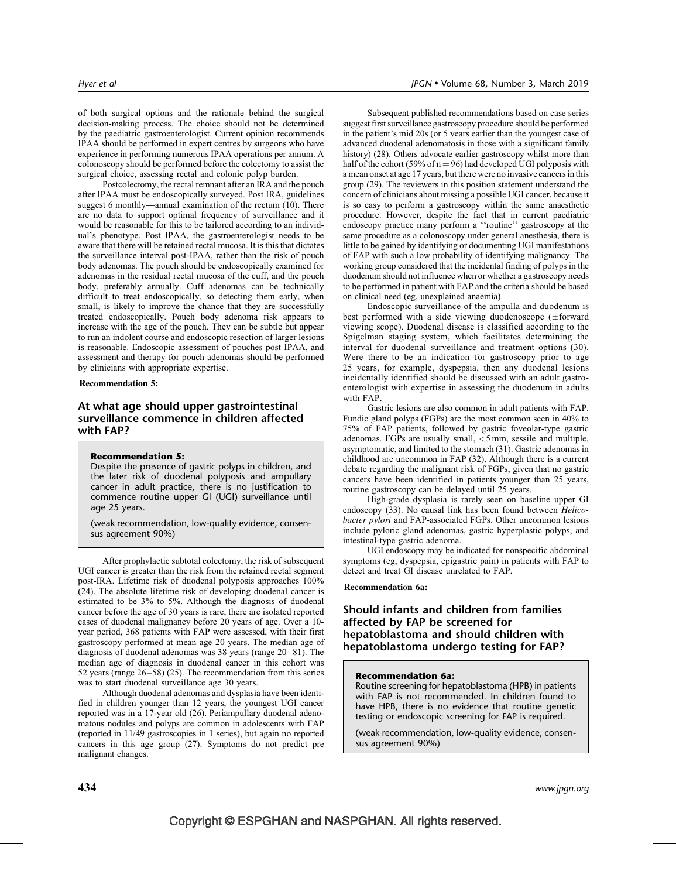of both surgical options and the rationale behind the surgical decision-making process. The choice should not be determined by the paediatric gastroenterologist. Current opinion recommends IPAA should be performed in expert centres by surgeons who have experience in performing numerous IPAA operations per annum. A colonoscopy should be performed before the colectomy to assist the surgical choice, assessing rectal and colonic polyp burden.

Postcolectomy, the rectal remnant after an IRA and the pouch after IPAA must be endoscopically surveyed. Post IRA, guidelines suggest 6 monthly—annual examination of the rectum (10). There are no data to support optimal frequency of surveillance and it would be reasonable for this to be tailored according to an individual's phenotype. Post IPAA, the gastroenterologist needs to be aware that there will be retained rectal mucosa. It is this that dictates the surveillance interval post-IPAA, rather than the risk of pouch body adenomas. The pouch should be endoscopically examined for adenomas in the residual rectal mucosa of the cuff, and the pouch body, preferably annually. Cuff adenomas can be technically difficult to treat endoscopically, so detecting them early, when small, is likely to improve the chance that they are successfully treated endoscopically. Pouch body adenoma risk appears to increase with the age of the pouch. They can be subtle but appear to run an indolent course and endoscopic resection of larger lesions is reasonable. Endoscopic assessment of pouches post IPAA, and assessment and therapy for pouch adenomas should be performed by clinicians with appropriate expertise.

**Recommendation 5:**

## At what age should upper gastrointestinal surveillance commence in children affected with FAP?

**Recommendation 5:**
Despite the presence of gastric polyps in children, and the later risk of duodenal polyposis and ampullary cancer in adult practice, there is no justification to commence routine upper GI (UGI) surveillance until age 25 years.

(weak recommendation, low-quality evidence, consensus agreement 90%)

After prophylactic subtotal colectomy, the risk of subsequent UGI cancer is greater than the risk from the retained rectal segment post-IRA. Lifetime risk of duodenal polyposis approaches 100% (24). The absolute lifetime risk of developing duodenal cancer is estimated to be 3% to 5%. Although the diagnosis of duodenal cancer before the age of 30 years is rare, there are isolated reported cases of duodenal malignancy before 20 years of age. Over a 10-year period, 368 patients with FAP were assessed, with their first gastroscopy performed at mean age 20 years. The median age of diagnosis of duodenal adenomas was 38 years (range 20–81). The median age of diagnosis in duodenal cancer in this cohort was 52 years (range 26–58) (25). The recommendation from this series was to start duodenal surveillance age 30 years.

Although duodenal adenomas and dysplasia have been identified in children younger than 12 years, the youngest UGI cancer reported was in a 17-year old (26). Periampullary duodenal adenomatous nodules and polyps are common in adolescents with FAP (reported in 11/49 gastroscopies in 1 series), but again no reported cancers in this age group (27). Symptoms do not predict pre malignant changes.

Subsequent published recommendations based on case series suggest first surveillance gastroscopy procedure should be performed in the patient's mid 20s (or 5 years earlier than the youngest case of advanced duodenal adenomatosis in those with a significant family history) (28). Others advocate earlier gastroscopy whilst more than half of the cohort (59% of n = 96) had developed UGI polyposis with a mean onset at age 17 years, but there were no invasive cancers in this group (29). The reviewers in this position statement understand the concern of clinicians about missing a possible UGI cancer, because it is so easy to perform a gastroscopy within the same anaesthetic procedure. However, despite the fact that in current paediatric endoscopy practice many perform a ''routine'' gastroscopy at the same procedure as a colonoscopy under general anesthesia, there is little to be gained by identifying or documenting UGI manifestations of FAP with such a low probability of identifying malignancy. The working group considered that the incidental finding of polyps in the duodenum should not influence when or whether a gastroscopy needs to be performed in patient with FAP and the criteria should be based on clinical need (eg, unexplained anaemia).

Endoscopic surveillance of the ampulla and duodenum is best performed with a side viewing duodenoscope (±forward viewing scope). Duodenal disease is classified according to the Spigelman staging system, which facilitates determining the interval for duodenal surveillance and treatment options (30). Were there to be an indication for gastroscopy prior to age 25 years, for example, dyspepsia, then any duodenal lesions incidentally identified should be discussed with an adult gastroenterologist with expertise in assessing the duodenum in adults with FAP.

Gastric lesions are also common in adult patients with FAP. Fundic gland polyps (FGPs) are the most common seen in 40% to 75% of FAP patients, followed by gastric foveolar-type gastric adenomas. FGPs are usually small, <5 mm, sessile and multiple, asymptomatic, and limited to the stomach (31). Gastric adenomas in childhood are uncommon in FAP (32). Although there is a current debate regarding the malignant risk of FGPs, given that no gastric cancers have been identified in patients younger than 25 years, routine gastroscopy can be delayed until 25 years.

High-grade dysplasia is rarely seen on baseline upper GI endoscopy (33). No causal link has been found between *Helicobacter pylori* and FAP-associated FGPs. Other uncommon lesions include pyloric gland adenomas, gastric hyperplastic polyps, and intestinal-type gastric adenoma.

UGI endoscopy may be indicated for nonspecific abdominal symptoms (eg, dyspepsia, epigastric pain) in patients with FAP to detect and treat GI disease unrelated to FAP.

**Recommendation 6a:**

## Should infants and children from families affected by FAP be screened for hepatoblastoma and should children with hepatoblastoma undergo testing for FAP?

**Recommendation 6a:**
Routine screening for hepatoblastoma (HPB) in patients with FAP is not recommended. In children found to have HPB, there is no evidence that routine genetic testing or endoscopic screening for FAP is required.

(weak recommendation, low-quality evidence, consensus agreement 90%)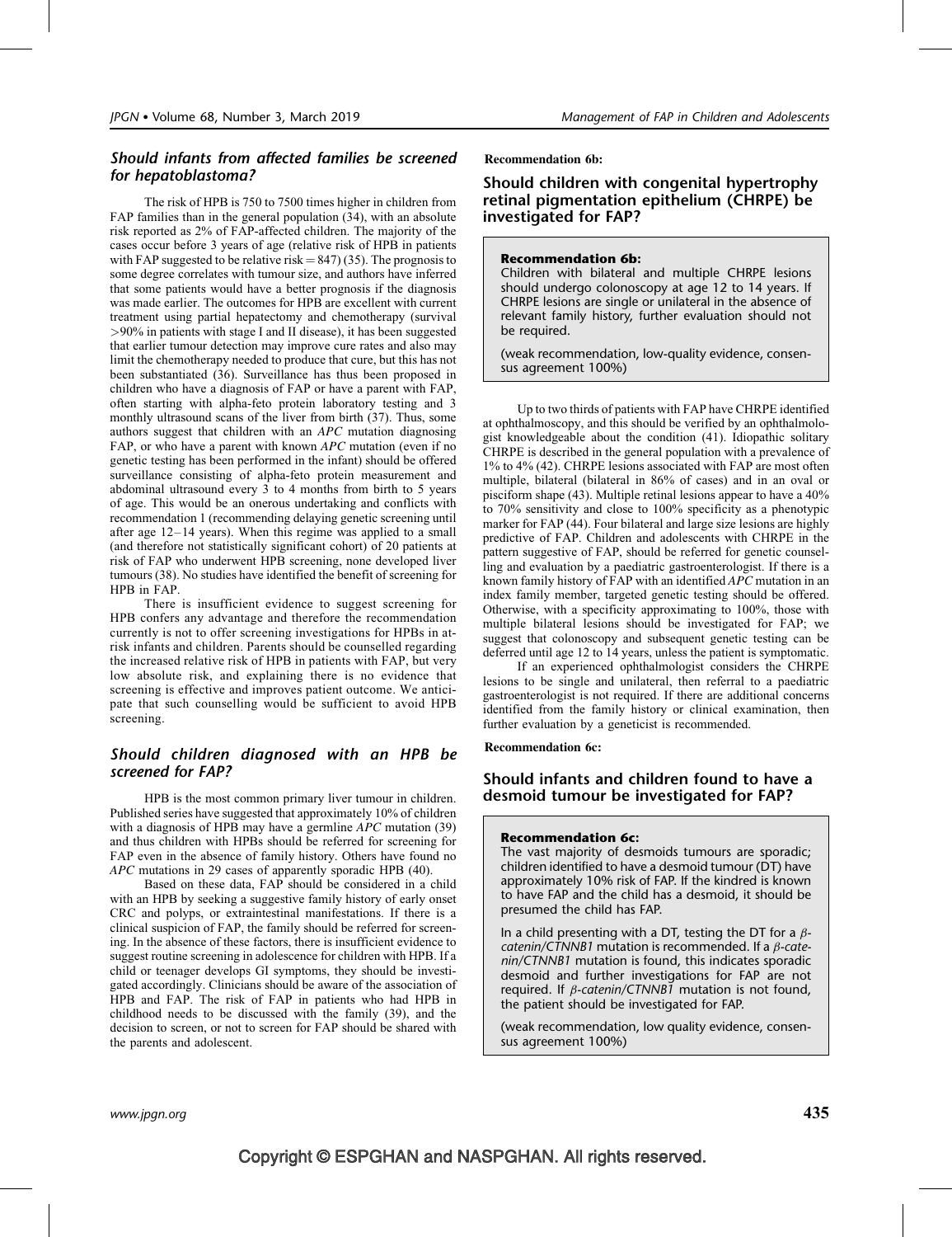### Should infants from affected families be screened for hepatoblastoma?

The risk of HPB is 750 to 7500 times higher in children from FAP families than in the general population (34), with an absolute risk reported as 2% of FAP-affected children. The majority of the cases occur before 3 years of age (relative risk of HPB in patients with FAP suggested to be relative risk = 847) (35). The prognosis to some degree correlates with tumour size, and authors have inferred that some patients would have a better prognosis if the diagnosis was made earlier. The outcomes for HPB are excellent with current treatment using partial hepatectomy and chemotherapy (survival >90% in patients with stage I and II disease), it has been suggested that earlier tumour detection may improve cure rates and also may limit the chemotherapy needed to produce that cure, but this has not been substantiated (36). Surveillance has thus been proposed in children who have a diagnosis of FAP or have a parent with FAP, often starting with alpha-feto protein laboratory testing and 3 monthly ultrasound scans of the liver from birth (37). Thus, some authors suggest that children with an *APC* mutation diagnosing FAP, or who have a parent with known *APC* mutation (even if no genetic testing has been performed in the infant) should be offered surveillance consisting of alpha-feto protein measurement and abdominal ultrasound every 3 to 4 months from birth to 5 years of age. This would be an onerous undertaking and conflicts with recommendation 1 (recommending delaying genetic screening until after age 12–14 years). When this regime was applied to a small (and therefore not statistically significant cohort) of 20 patients at risk of FAP who underwent HPB screening, none developed liver tumours (38). No studies have identified the benefit of screening for HPB in FAP.

There is insufficient evidence to suggest screening for HPB confers any advantage and therefore the recommendation currently is not to offer screening investigations for HPBs in at-risk infants and children. Parents should be counselled regarding the increased relative risk of HPB in patients with FAP, but very low absolute risk, and explaining there is no evidence that screening is effective and improves patient outcome. We anticipate that such counselling would be sufficient to avoid HPB screening.

### Should children diagnosed with an HPB be screened for FAP?

HPB is the most common primary liver tumour in children. Published series have suggested that approximately 10% of children with a diagnosis of HPB may have a germline *APC* mutation (39) and thus children with HPBs should be referred for screening for FAP even in the absence of family history. Others have found no *APC* mutations in 29 cases of apparently sporadic HPB (40).

Based on these data, FAP should be considered in a child with an HPB by seeking a suggestive family history of early onset CRC and polyps, or extraintestinal manifestations. If there is a clinical suspicion of FAP, the family should be referred for screening. In the absence of these factors, there is insufficient evidence to suggest routine screening in adolescence for children with HPB. If a child or teenager develops GI symptoms, they should be investigated accordingly. Clinicians should be aware of the association of HPB and FAP. The risk of FAP in patients who had HPB in childhood needs to be discussed with the family (39), and the decision to screen, or not to screen for FAP should be shared with the parents and adolescent.

**Recommendation 6b:**

### Should children with congenital hypertrophy retinal pigmentation epithelium (CHRPE) be investigated for FAP?

**Recommendation 6b:**
Children with bilateral and multiple CHRPE lesions should undergo colonoscopy at age 12 to 14 years. If CHRPE lesions are single or unilateral in the absence of relevant family history, further evaluation should not be required.

(weak recommendation, low-quality evidence, consensus agreement 100%)

Up to two thirds of patients with FAP have CHRPE identified at ophthalmoscopy, and this should be verified by an ophthalmologist knowledgeable about the condition (41). Idiopathic solitary CHRPE is described in the general population with a prevalence of 1% to 4% (42). CHRPE lesions associated with FAP are most often multiple, bilateral (bilateral in 86% of cases) and in an oval or pisciform shape (43). Multiple retinal lesions appear to have a 40% to 70% sensitivity and close to 100% specificity as a phenotypic marker for FAP (44). Four bilateral and large size lesions are highly predictive of FAP. Children and adolescents with CHRPE in the pattern suggestive of FAP, should be referred for genetic counselling and evaluation by a paediatric gastroenterologist. If there is a known family history of FAP with an identified *APC* mutation in an index family member, targeted genetic testing should be offered. Otherwise, with a specificity approximating to 100%, those with multiple bilateral lesions should be investigated for FAP; we suggest that colonoscopy and subsequent genetic testing can be deferred until age 12 to 14 years, unless the patient is symptomatic.

If an experienced ophthalmologist considers the CHRPE lesions to be single and unilateral, then referral to a paediatric gastroenterologist is not required. If there are additional concerns identified from the family history or clinical examination, then further evaluation by a geneticist is recommended.

**Recommendation 6c:**

### Should infants and children found to have a desmoid tumour be investigated for FAP?

**Recommendation 6c:**
The vast majority of desmoids tumours are sporadic; children identified to have a desmoid tumour (DT) have approximately 10% risk of FAP. If the kindred is known to have FAP and the child has a desmoid, it should be presumed the child has FAP.

In a child presenting with a DT, testing the DT for a *β-catenin/CTNNB1* mutation is recommended. If a *β-catenin/CTNNB1* mutation is found, this indicates sporadic desmoid and further investigations for FAP are not required. If *β-catenin/CTNNB1* mutation is not found, the patient should be investigated for FAP.

(weak recommendation, low quality evidence, consensus agreement 100%)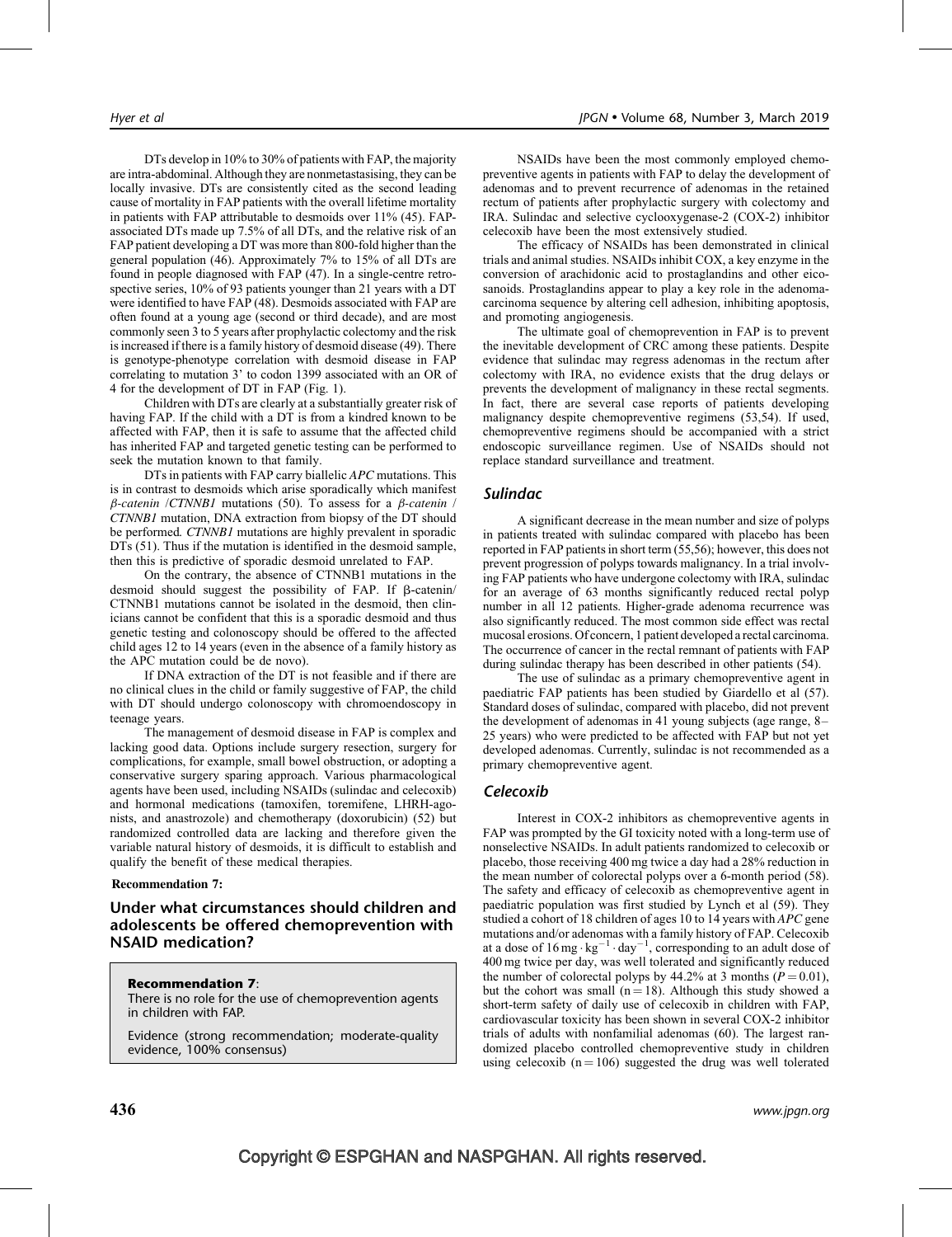DTs develop in 10% to 30% of patients with FAP, the majority are intra-abdominal. Although they are nonmetastasising, they can be locally invasive. DTs are consistently cited as the second leading cause of mortality in FAP patients with the overall lifetime mortality in patients with FAP attributable to desmoids over 11% (45). FAP-associated DTs made up 7.5% of all DTs, and the relative risk of an FAP patient developing a DT was more than 800-fold higher than the general population (46). Approximately 7% to 15% of all DTs are found in people diagnosed with FAP (47). In a single-centre retrospective series, 10% of 93 patients younger than 21 years with a DT were identified to have FAP (48). Desmoids associated with FAP are often found at a young age (second or third decade), and are most commonly seen 3 to 5 years after prophylactic colectomy and the risk is increased if there is a family history of desmoid disease (49). There is genotype-phenotype correlation with desmoid disease in FAP correlating to mutation 3' to codon 1399 associated with an OR of 4 for the development of DT in FAP (Fig. 1).

Children with DTs are clearly at a substantially greater risk of having FAP. If the child with a DT is from a kindred known to be affected with FAP, then it is safe to assume that the affected child has inherited FAP and targeted genetic testing can be performed to seek the mutation known to that family.

DTs in patients with FAP carry biallelic *APC* mutations. This is in contrast to desmoids which arise sporadically which manifest *β-catenin* /*CTNNB1* mutations (50). To assess for a *β-catenin* / *CTNNB1* mutation, DNA extraction from biopsy of the DT should be performed. *CTNNB1* mutations are highly prevalent in sporadic DTs (51). Thus if the mutation is identified in the desmoid sample, then this is predictive of sporadic desmoid unrelated to FAP.

On the contrary, the absence of CTNNB1 mutations in the desmoid should suggest the possibility of FAP. If β-catenin/ CTNNB1 mutations cannot be isolated in the desmoid, then clinicians cannot be confident that this is a sporadic desmoid and thus genetic testing and colonoscopy should be offered to the affected child ages 12 to 14 years (even in the absence of a family history as the APC mutation could be de novo).

If DNA extraction of the DT is not feasible and if there are no clinical clues in the child or family suggestive of FAP, the child with DT should undergo colonoscopy with chromoendoscopy in teenage years.

The management of desmoid disease in FAP is complex and lacking good data. Options include surgery resection, surgery for complications, for example, small bowel obstruction, or adopting a conservative surgery sparing approach. Various pharmacological agents have been used, including NSAIDs (sulindac and celecoxib) and hormonal medications (tamoxifen, toremifene, LHRH-agonists, and anastrozole) and chemotherapy (doxorubicin) (52) but randomized controlled data are lacking and therefore given the variable natural history of desmoids, it is difficult to establish and qualify the benefit of these medical therapies.

**Recommendation 7:**

## Under what circumstances should children and adolescents be offered chemoprevention with NSAID medication?

> **Recommendation 7**:
> There is no role for the use of chemoprevention agents in children with FAP.
>
> Evidence (strong recommendation; moderate-quality evidence, 100% consensus)

NSAIDs have been the most commonly employed chemopreventive agents in patients with FAP to delay the development of adenomas and to prevent recurrence of adenomas in the retained rectum of patients after prophylactic surgery with colectomy and IRA. Sulindac and selective cyclooxygenase-2 (COX-2) inhibitor celecoxib have been the most extensively studied.

The efficacy of NSAIDs has been demonstrated in clinical trials and animal studies. NSAIDs inhibit COX, a key enzyme in the conversion of arachidonic acid to prostaglandins and other eicosanoids. Prostaglandins appear to play a key role in the adenoma-carcinoma sequence by altering cell adhesion, inhibiting apoptosis, and promoting angiogenesis.

The ultimate goal of chemoprevention in FAP is to prevent the inevitable development of CRC among these patients. Despite evidence that sulindac may regress adenomas in the rectum after colectomy with IRA, no evidence exists that the drug delays or prevents the development of malignancy in these rectal segments. In fact, there are several case reports of patients developing malignancy despite chemopreventive regimens (53,54). If used, chemopreventive regimens should be accompanied with a strict endoscopic surveillance regimen. Use of NSAIDs should not replace standard surveillance and treatment.

### *Sulindac*

A significant decrease in the mean number and size of polyps in patients treated with sulindac compared with placebo has been reported in FAP patients in short term (55,56); however, this does not prevent progression of polyps towards malignancy. In a trial involving FAP patients who have undergone colectomy with IRA, sulindac for an average of 63 months significantly reduced rectal polyp number in all 12 patients. Higher-grade adenoma recurrence was also significantly reduced. The most common side effect was rectal mucosal erosions. Of concern, 1 patient developed a rectal carcinoma. The occurrence of cancer in the rectal remnant of patients with FAP during sulindac therapy has been described in other patients (54).

The use of sulindac as a primary chemopreventive agent in paediatric FAP patients has been studied by Giardello et al (57). Standard doses of sulindac, compared with placebo, did not prevent the development of adenomas in 41 young subjects (age range, 8–25 years) who were predicted to be affected with FAP but not yet developed adenomas. Currently, sulindac is not recommended as a primary chemopreventive agent.

### *Celecoxib*

Interest in COX-2 inhibitors as chemopreventive agents in FAP was prompted by the GI toxicity noted with a long-term use of nonselective NSAIDs. In adult patients randomized to celecoxib or placebo, those receiving 400 mg twice a day had a 28% reduction in the mean number of colorectal polyps over a 6-month period (58). The safety and efficacy of celecoxib as chemopreventive agent in paediatric population was first studied by Lynch et al (59). They studied a cohort of 18 children of ages 10 to 14 years with *APC* gene mutations and/or adenomas with a family history of FAP. Celecoxib at a dose of $16\,\mathrm{mg} \cdot \mathrm{kg}^{-1} \cdot \mathrm{day}^{-1}$, corresponding to an adult dose of 400 mg twice per day, was well tolerated and significantly reduced the number of colorectal polyps by 44.2% at 3 months ($P = 0.01$), but the cohort was small ($n = 18$). Although this study showed a short-term safety of daily use of celecoxib in children with FAP, cardiovascular toxicity has been shown in several COX-2 inhibitor trials of adults with nonfamilial adenomas (60). The largest randomized placebo controlled chemopreventive study in children using celecoxib ($n = 106$) suggested the drug was well tolerated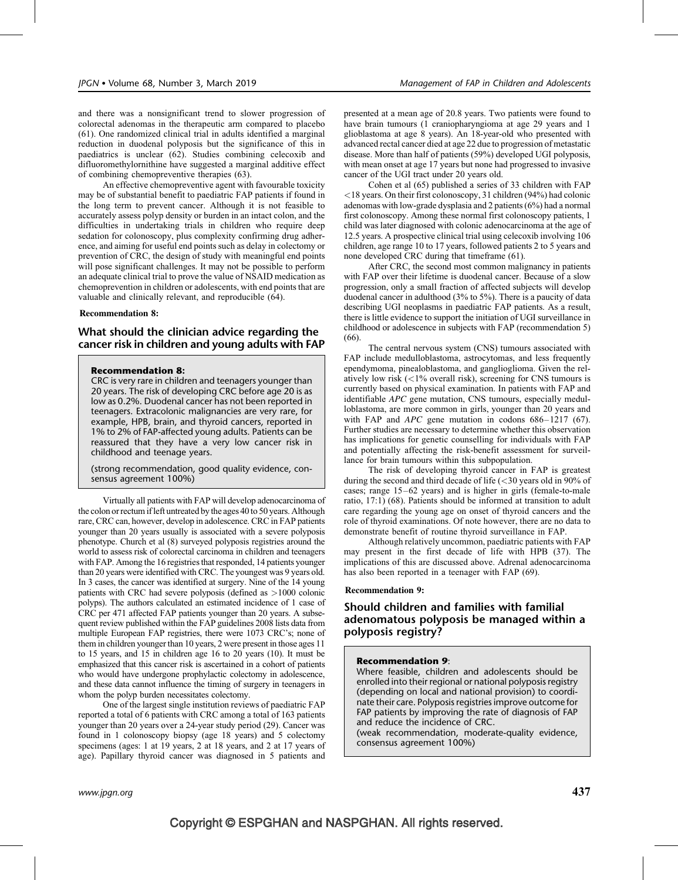and there was a nonsignificant trend to slower progression of colorectal adenomas in the therapeutic arm compared to placebo (61). One randomized clinical trial in adults identified a marginal reduction in duodenal polyposis but the significance of this in paediatrics is unclear (62). Studies combining celecoxib and difluoromethylornithine have suggested a marginal additive effect of combining chemopreventive therapies (63).

An effective chemopreventive agent with favourable toxicity may be of substantial benefit to paediatric FAP patients if found in the long term to prevent cancer. Although it is not feasible to accurately assess polyp density or burden in an intact colon, and the difficulties in undertaking trials in children who require deep sedation for colonoscopy, plus complexity confirming drug adherence, and aiming for useful end points such as delay in colectomy or prevention of CRC, the design of study with meaningful end points will pose significant challenges. It may not be possible to perform an adequate clinical trial to prove the value of NSAID medication as chemoprevention in children or adolescents, with end points that are valuable and clinically relevant, and reproducible (64).

**Recommendation 8:**

## What should the clinician advice regarding the cancer risk in children and young adults with FAP

> **Recommendation 8:**
> CRC is very rare in children and teenagers younger than 20 years. The risk of developing CRC before age 20 is as low as 0.2%. Duodenal cancer has not been reported in teenagers. Extracolonic malignancies are very rare, for example, HPB, brain, and thyroid cancers, reported in 1% to 2% of FAP-affected young adults. Patients can be reassured that they have a very low cancer risk in childhood and teenage years.
>
> (strong recommendation, good quality evidence, consensus agreement 100%)

Virtually all patients with FAP will develop adenocarcinoma of the colon or rectum if left untreated by the ages 40 to 50 years. Although rare, CRC can, however, develop in adolescence. CRC in FAP patients younger than 20 years usually is associated with a severe polyposis phenotype. Church et al (8) surveyed polyposis registries around the world to assess risk of colorectal carcinoma in children and teenagers with FAP. Among the 16 registries that responded, 14 patients younger than 20 years were identified with CRC. The youngest was 9 years old. In 3 cases, the cancer was identified at surgery. Nine of the 14 young patients with CRC had severe polyposis (defined as >1000 colonic polyps). The authors calculated an estimated incidence of 1 case of CRC per 471 affected FAP patients younger than 20 years. A subsequent review published within the FAP guidelines 2008 lists data from multiple European FAP registries, there were 1073 CRC's; none of them in children younger than 10 years, 2 were present in those ages 11 to 15 years, and 15 in children age 16 to 20 years (10). It must be emphasized that this cancer risk is ascertained in a cohort of patients who would have undergone prophylactic colectomy in adolescence, and these data cannot influence the timing of surgery in teenagers in whom the polyp burden necessitates colectomy.

One of the largest single institution reviews of paediatric FAP reported a total of 6 patients with CRC among a total of 163 patients younger than 20 years over a 24-year study period (29). Cancer was found in 1 colonoscopy biopsy (age 18 years) and 5 colectomy specimens (ages: 1 at 19 years, 2 at 18 years, and 2 at 17 years of age). Papillary thyroid cancer was diagnosed in 5 patients and presented at a mean age of 20.8 years. Two patients were found to have brain tumours (1 craniopharyngioma at age 29 years and 1 glioblastoma at age 8 years). An 18-year-old who presented with advanced rectal cancer died at age 22 due to progression of metastatic disease. More than half of patients (59%) developed UGI polyposis, with mean onset at age 17 years but none had progressed to invasive cancer of the UGI tract under 20 years old.

Cohen et al (65) published a series of 33 children with FAP <18 years. On their first colonoscopy, 31 children (94%) had colonic adenomas with low-grade dysplasia and 2 patients (6%) had a normal first colonoscopy. Among these normal first colonoscopy patients, 1 child was later diagnosed with colonic adenocarcinoma at the age of 12.5 years. A prospective clinical trial using celecoxib involving 106 children, age range 10 to 17 years, followed patients 2 to 5 years and none developed CRC during that timeframe (61).

After CRC, the second most common malignancy in patients with FAP over their lifetime is duodenal cancer. Because of a slow progression, only a small fraction of affected subjects will develop duodenal cancer in adulthood (3% to 5%). There is a paucity of data describing UGI neoplasms in paediatric FAP patients. As a result, there is little evidence to support the initiation of UGI surveillance in childhood or adolescence in subjects with FAP (recommendation 5) (66).

The central nervous system (CNS) tumours associated with FAP include medulloblastoma, astrocytomas, and less frequently ependymoma, pinealoblastoma, and ganglioglioma. Given the relatively low risk (<1% overall risk), screening for CNS tumours is currently based on physical examination. In patients with FAP and identifiable *APC* gene mutation, CNS tumours, especially medulloblastoma, are more common in girls, younger than 20 years and with FAP and *APC* gene mutation in codons 686–1217 (67). Further studies are necessary to determine whether this observation has implications for genetic counselling for individuals with FAP and potentially affecting the risk-benefit assessment for surveillance for brain tumours within this subpopulation.

The risk of developing thyroid cancer in FAP is greatest during the second and third decade of life (<30 years old in 90% of cases; range 15–62 years) and is higher in girls (female-to-male ratio, 17:1) (68). Patients should be informed at transition to adult care regarding the young age on onset of thyroid cancers and the role of thyroid examinations. Of note however, there are no data to demonstrate benefit of routine thyroid surveillance in FAP.

Although relatively uncommon, paediatric patients with FAP may present in the first decade of life with HPB (37). The implications of this are discussed above. Adrenal adenocarcinoma has also been reported in a teenager with FAP (69).

**Recommendation 9:**

## Should children and families with familial adenomatous polyposis be managed within a polyposis registry?

> **Recommendation 9**:
> Where feasible, children and adolescents should be enrolled into their regional or national polyposis registry (depending on local and national provision) to coordinate their care. Polyposis registries improve outcome for FAP patients by improving the rate of diagnosis of FAP and reduce the incidence of CRC.
> (weak recommendation, moderate-quality evidence, consensus agreement 100%)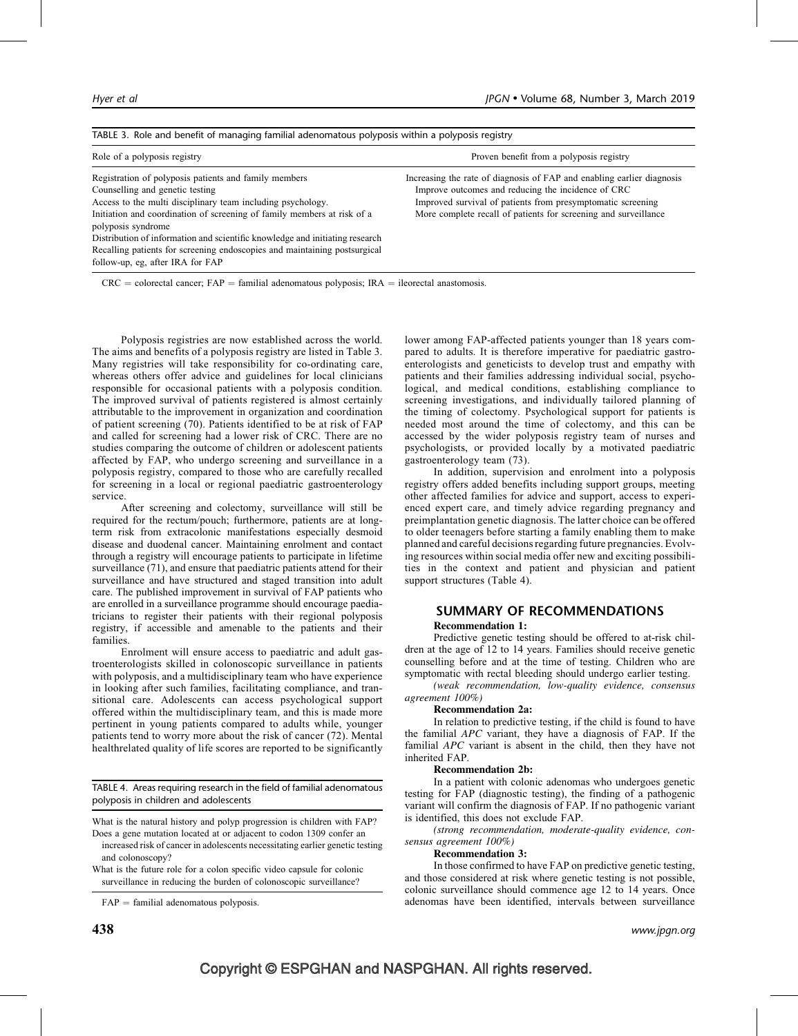TABLE 3. Role and benefit of managing familial adenomatous polyposis within a polyposis registry

| Role of a polyposis registry | Proven benefit from a polyposis registry |
| --- | --- |
| Registration of polyposis patients and family members | Increasing the rate of diagnosis of FAP and enabling earlier diagnosis |
| Counselling and genetic testing | Improve outcomes and reducing the incidence of CRC |
| Access to the multi disciplinary team including psychology. | Improved survival of patients from presymptomatic screening |
| Initiation and coordination of screening of family members at risk of a polyposis syndrome | More complete recall of patients for screening and surveillance |
| Distribution of information and scientific knowledge and initiating research | |
| Recalling patients for screening endoscopies and maintaining postsurgical follow-up, eg, after IRA for FAP | |

CRC = colorectal cancer; FAP = familial adenomatous polyposis; IRA = ileorectal anastomosis.

Polyposis registries are now established across the world. The aims and benefits of a polyposis registry are listed in Table 3. Many registries will take responsibility for co-ordinating care, whereas others offer advice and guidelines for local clinicians responsible for occasional patients with a polyposis condition. The improved survival of patients registered is almost certainly attributable to the improvement in organization and coordination of patient screening (70). Patients identified to be at risk of FAP and called for screening had a lower risk of CRC. There are no studies comparing the outcome of children or adolescent patients affected by FAP, who undergo screening and surveillance in a polyposis registry, compared to those who are carefully recalled for screening in a local or regional paediatric gastroenterology service.

After screening and colectomy, surveillance will still be required for the rectum/pouch; furthermore, patients are at long-term risk from extracolonic manifestations especially desmoid disease and duodenal cancer. Maintaining enrolment and contact through a registry will encourage patients to participate in lifetime surveillance (71), and ensure that paediatric patients attend for their surveillance and have structured and staged transition into adult care. The published improvement in survival of FAP patients who are enrolled in a surveillance programme should encourage paediatricians to register their patients with their regional polyposis registry, if accessible and amenable to the patients and their families.

Enrolment will ensure access to paediatric and adult gastroenterologists skilled in colonoscopic surveillance in patients with polyposis, and a multidisciplinary team who have experience in looking after such families, facilitating compliance, and transitional care. Adolescents can access psychological support offered within the multidisciplinary team, and this is made more pertinent in young patients compared to adults while, younger patients tend to worry more about the risk of cancer (72). Mental healthrelated quality of life scores are reported to be significantly lower among FAP-affected patients younger than 18 years compared to adults. It is therefore imperative for paediatric gastroenterologists and geneticists to develop trust and empathy with patients and their families addressing individual social, psychological, and medical conditions, establishing compliance to screening investigations, and individually tailored planning of the timing of colectomy. Psychological support for patients is needed most around the time of colectomy, and this can be accessed by the wider polyposis registry team of nurses and psychologists, or provided locally by a motivated paediatric gastroenterology team (73).

In addition, supervision and enrolment into a polyposis registry offers added benefits including support groups, meeting other affected families for advice and support, access to experienced expert care, and timely advice regarding pregnancy and preimplantation genetic diagnosis. The latter choice can be offered to older teenagers before starting a family enabling them to make planned and careful decisions regarding future pregnancies. Evolving resources within social media offer new and exciting possibilities in the context and patient and physician and patient support structures (Table 4).

TABLE 4. Areas requiring research in the field of familial adenomatous polyposis in children and adolescents

| |
| --- |
| What is the natural history and polyp progression is children with FAP? |
| Does a gene mutation located at or adjacent to codon 1309 confer an increased risk of cancer in adolescents necessitating earlier genetic testing and colonoscopy? |
| What is the future role for a colon specific video capsule for colonic surveillance in reducing the burden of colonoscopic surveillance? |

FAP = familial adenomatous polyposis.

## SUMMARY OF RECOMMENDATIONS

**Recommendation 1:**

Predictive genetic testing should be offered to at-risk children at the age of 12 to 14 years. Families should receive genetic counselling before and at the time of testing. Children who are symptomatic with rectal bleeding should undergo earlier testing.

*(weak recommendation, low-quality evidence, consensus agreement 100%)*

**Recommendation 2a:**

In relation to predictive testing, if the child is found to have the familial *APC* variant, they have a diagnosis of FAP. If the familial *APC* variant is absent in the child, then they have not inherited FAP.

**Recommendation 2b:**

In a patient with colonic adenomas who undergoes genetic testing for FAP (diagnostic testing), the finding of a pathogenic variant will confirm the diagnosis of FAP. If no pathogenic variant is identified, this does not exclude FAP.

*(strong recommendation, moderate-quality evidence, consensus agreement 100%)*

**Recommendation 3:**

In those confirmed to have FAP on predictive genetic testing, and those considered at risk where genetic testing is not possible, colonic surveillance should commence age 12 to 14 years. Once adenomas have been identified, intervals between surveillance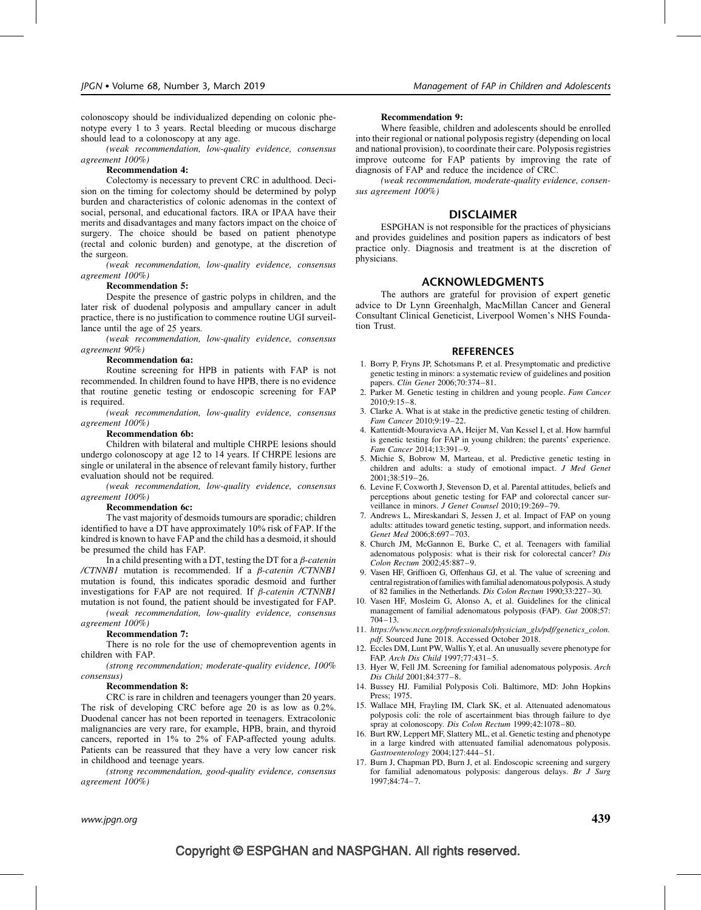colonoscopy should be individualized depending on colonic phenotype every 1 to 3 years. Rectal bleeding or mucous discharge should lead to a colonoscopy at any age.

*(weak recommendation, low-quality evidence, consensus agreement 100%)*

**Recommendation 4:**

Colectomy is necessary to prevent CRC in adulthood. Decision on the timing for colectomy should be determined by polyp burden and characteristics of colonic adenomas in the context of social, personal, and educational factors. IRA or IPAA have their merits and disadvantages and many factors impact on the choice of surgery. The choice should be based on patient phenotype (rectal and colonic burden) and genotype, at the discretion of the surgeon.

*(weak recommendation, low-quality evidence, consensus agreement 100%)*

**Recommendation 5:**

Despite the presence of gastric polyps in children, and the later risk of duodenal polyposis and ampullary cancer in adult practice, there is no justification to commence routine UGI surveillance until the age of 25 years.

*(weak recommendation, low-quality evidence, consensus agreement 90%)*

**Recommendation 6a:**

Routine screening for HPB in patients with FAP is not recommended. In children found to have HPB, there is no evidence that routine genetic testing or endoscopic screening for FAP is required.

*(weak recommendation, low-quality evidence, consensus agreement 100%)*

**Recommendation 6b:**

Children with bilateral and multiple CHRPE lesions should undergo colonoscopy at age 12 to 14 years. If CHRPE lesions are single or unilateral in the absence of relevant family history, further evaluation should not be required.

*(weak recommendation, low-quality evidence, consensus agreement 100%)*

**Recommendation 6c:**

The vast majority of desmoids tumours are sporadic; children identified to have a DT have approximately 10% risk of FAP. If the kindred is known to have FAP and the child has a desmoid, it should be presumed the child has FAP.

In a child presenting with a DT, testing the DT for a *β-catenin /CTNNB1* mutation is recommended. If a *β-catenin /CTNNB1* mutation is found, this indicates sporadic desmoid and further investigations for FAP are not required. If *β-catenin /CTNNB1* mutation is not found, the patient should be investigated for FAP.

*(weak recommendation, low-quality evidence, consensus agreement 100%)*

**Recommendation 7:**

There is no role for the use of chemoprevention agents in children with FAP.

*(strong recommendation; moderate-quality evidence, 100% consensus)*

**Recommendation 8:**

CRC is rare in children and teenagers younger than 20 years. The risk of developing CRC before age 20 is as low as 0.2%. Duodenal cancer has not been reported in teenagers. Extracolonic malignancies are very rare, for example, HPB, brain, and thyroid cancers, reported in 1% to 2% of FAP-affected young adults. Patients can be reassured that they have a very low cancer risk in childhood and teenage years.

*(strong recommendation, good-quality evidence, consensus agreement 100%)*

**Recommendation 9:**

Where feasible, children and adolescents should be enrolled into their regional or national polyposis registry (depending on local and national provision), to coordinate their care. Polyposis registries improve outcome for FAP patients by improving the rate of diagnosis of FAP and reduce the incidence of CRC.

*(weak recommendation, moderate-quality evidence, consensus agreement 100%)*

## DISCLAIMER

ESPGHAN is not responsible for the practices of physicians and provides guidelines and position papers as indicators of best practice only. Diagnosis and treatment is at the discretion of physicians.

## ACKNOWLEDGMENTS

The authors are grateful for provision of expert genetic advice to Dr Lynn Greenhalgh, MacMillan Cancer and General Consultant Clinical Geneticist, Liverpool Women's NHS Foundation Trust.

## REFERENCES

1. Borry P, Fryns JP, Schotsmans P, et al. Presymptomatic and predictive genetic testing in minors: a systematic review of guidelines and position papers. *Clin Genet* 2006;70:374–81.
2. Parker M. Genetic testing in children and young people. *Fam Cancer* 2010;9:15–8.
3. Clarke A. What is at stake in the predictive genetic testing of children. *Fam Cancer* 2010;9:19–22.
4. Kattentidt-Mouravieva AA, Heijer M, Van Kessel I, et al. How harmful is genetic testing for FAP in young children; the parents' experience. *Fam Cancer* 2014;13:391–9.
5. Michie S, Bobrow M, Marteau, et al. Predictive genetic testing in children and adults: a study of emotional impact. *J Med Genet* 2001;38:519–26.
6. Levine F, Coxworth J, Stevenson D, et al. Parental attitudes, beliefs and perceptions about genetic testing for FAP and colorectal cancer surveillance in minors. *J Genet Counsel* 2010;19:269–79.
7. Andrews L, Mireskandari S, Jessen J, et al. Impact of FAP on young adults: attitudes toward genetic testing, support, and information needs. *Genet Med* 2006;8:697–703.
8. Church JM, McGannon E, Burke C, et al. Teenagers with familial adenomatous polyposis: what is their risk for colorectal cancer? *Dis Colon Rectum* 2002;45:887–9.
9. Vasen HF, Griffioen G, Offenhaus GJ, et al. The value of screening and central registration of families with familial adenomatous polyposis. A study of 82 families in the Netherlands. *Dis Colon Rectum* 1990;33:227–30.
10. Vasen HF, Mosleim G, Alonso A, et al. Guidelines for the clinical management of familial adenomatous polyposis (FAP). *Gut* 2008;57:704–13.
11. *https://www.nccn.org/professionals/physician_gls/pdf/genetics_colon.pdf*. Sourced June 2018. Accessed October 2018.
12. Eccles DM, Lunt PW, Wallis Y, et al. An unusually severe phenotype for FAP. *Arch Dis Child* 1997;77:431–5.
13. Hyer W, Fell JM. Screening for familial adenomatous polyposis. *Arch Dis Child* 2001;84:377–8.
14. Bussey HJ. Familial Polyposis Coli. Baltimore, MD: John Hopkins Press; 1975.
15. Wallace MH, Frayling IM, Clark SK, et al. Attenuated adenomatous polyposis coli: the role of ascertainment bias through failure to dye spray at colonoscopy. *Dis Colon Rectum* 1999;42:1078–80.
16. Burt RW, Leppert MF, Slattery ML, et al. Genetic testing and phenotype in a large kindred with attenuated familial adenomatous polyposis. *Gastroenterology* 2004;127:444–51.
17. Burn J, Chapman PD, Burn J, et al. Endoscopic screening and surgery for familial adenomatous polyposis: dangerous delays. *Br J Surg* 1997;84:74–7.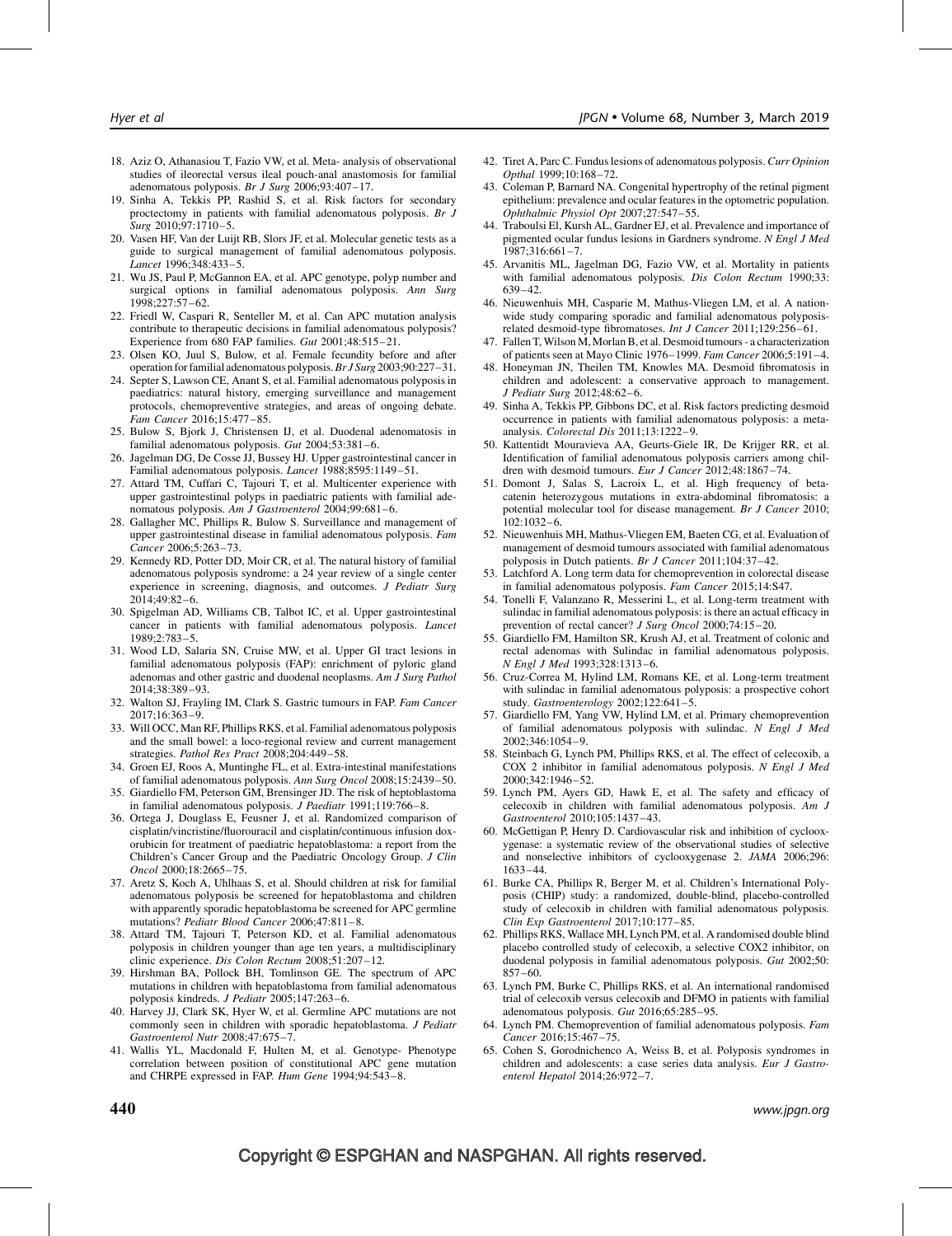18. Aziz O, Athanasiou T, Fazio VW, et al. Meta- analysis of observational studies of ileorectal versus ileal pouch-anal anastomosis for familial adenomatous polyposis. *Br J Surg* 2006;93:407–17.
19. Sinha A, Tekkis PP, Rashid S, et al. Risk factors for secondary proctectomy in patients with familial adenomatous polyposis. *Br J Surg* 2010;97:1710–5.
20. Vasen HF, Van der Luijt RB, Slors JF, et al. Molecular genetic tests as a guide to surgical management of familial adenomatous polyposis. *Lancet* 1996;348:433–5.
21. Wu JS, Paul P, McGannon EA, et al. APC genotype, polyp number and surgical options in familial adenomatous polyposis. *Ann Surg* 1998;227:57–62.
22. Friedl W, Caspari R, Senteller M, et al. Can APC mutation analysis contribute to therapeutic decisions in familial adenomatous polyposis? Experience from 680 FAP families. *Gut* 2001;48:515–21.
23. Olsen KO, Juul S, Bulow, et al. Female fecundity before and after operation for familial adenomatous polyposis. *Br J Surg* 2003;90:227–31.
24. Septer S, Lawson CE, Anant S, et al. Familial adenomatous polyposis in paediatrics: natural history, emerging surveillance and management protocols, chemopreventive strategies, and areas of ongoing debate. *Fam Cancer* 2016;15:477–85.
25. Bulow S, Bjork J, Christensen IJ, et al. Duodenal adenomatosis in familial adenomatous polyposis. *Gut* 2004;53:381–6.
26. Jagelman DG, De Cosse JJ, Bussey HJ. Upper gastrointestinal cancer in Familial adenomatous polyposis. *Lancet* 1988;8595:1149–51.
27. Attard TM, Cuffari C, Tajouri T, et al. Multicenter experience with upper gastrointestinal polyps in paediatric patients with familial adenomatous polyposis. *Am J Gastroenterol* 2004;99:681–6.
28. Gallagher MC, Phillips R, Bulow S. Surveillance and management of upper gastrointestinal disease in familial adenomatous polyposis. *Fam Cancer* 2006;5:263–73.
29. Kennedy RD, Potter DD, Moir CR, et al. The natural history of familial adenomatous polyposis syndrome: a 24 year review of a single center experience in screening, diagnosis, and outcomes. *J Pediatr Surg* 2014;49:82–6.
30. Spigelman AD, Williams CB, Talbot IC, et al. Upper gastrointestinal cancer in patients with familial adenomatous polyposis. *Lancet* 1989;2:783–5.
31. Wood LD, Salaria SN, Cruise MW, et al. Upper GI tract lesions in familial adenomatous polyposis (FAP): enrichment of pyloric gland adenomas and other gastric and duodenal neoplasms. *Am J Surg Pathol* 2014;38:389–93.
32. Walton SJ, Frayling IM, Clark S. Gastric tumours in FAP. *Fam Cancer* 2017;16:363–9.
33. Will OCC, Man RF, Phillips RKS, et al. Familial adenomatous polyposis and the small bowel: a loco-regional review and current management strategies. *Pathol Res Pract* 2008;204:449–58.
34. Groen EJ, Roos A, Muntinghe FL, et al. Extra-intestinal manifestations of familial adenomatous polyposis. *Ann Surg Oncol* 2008;15:2439–50.
35. Giardiello FM, Peterson GM, Brensinger JD. The risk of heptoblastoma in familial adenomatous polyposis. *J Paediatr* 1991;119:766–8.
36. Ortega J, Douglass E, Feusner J, et al. Randomized comparison of cisplatin/vincristine/fluorouracil and cisplatin/continuous infusion doxorubicin for treatment of paediatric hepatoblastoma: a report from the Children's Cancer Group and the Paediatric Oncology Group. *J Clin Oncol* 2000;18:2665–75.
37. Aretz S, Koch A, Uhlhaas S, et al. Should children at risk for familial adenomatous polyposis be screened for hepatoblastoma and children with apparently sporadic hepatoblastoma be screened for APC germline mutations? *Pediatr Blood Cancer* 2006;47:811–8.
38. Attard TM, Tajouri T, Peterson KD, et al. Familial adenomatous polyposis in children younger than age ten years, a multidisciplinary clinic experience. *Dis Colon Rectum* 2008;51:207–12.
39. Hirshman BA, Pollock BH, Tomlinson GE. The spectrum of APC mutations in children with hepatoblastoma from familial adenomatous polyposis kindreds. *J Pediatr* 2005;147:263–6.
40. Harvey JJ, Clark SK, Hyer W, et al. Germline APC mutations are not commonly seen in children with sporadic hepatoblastoma. *J Pediatr Gastroenterol Nutr* 2008;47:675–7.
41. Wallis YL, Macdonald F, Hulten M, et al. Genotype- Phenotype correlation between position of constitutional APC gene mutation and CHRPE expressed in FAP. *Hum Gene* 1994;94:543–8.
42. Tiret A, Parc C. Fundus lesions of adenomatous polyposis. *Curr Opinion Opthal* 1999;10:168–72.
43. Coleman P, Barnard NA. Congenital hypertrophy of the retinal pigment epithelium: prevalence and ocular features in the optometric population. *Ophthalmic Physiol Opt* 2007;27:547–55.
44. Traboulsi EI, Kursh AL, Gardner EJ, et al. Prevalence and importance of pigmented ocular fundus lesions in Gardners syndrome. *N Engl J Med* 1987;316:661–7.
45. Arvanitis ML, Jagelman DG, Fazio VW, et al. Mortality in patients with familial adenomatous polyposis. *Dis Colon Rectum* 1990;33: 639–42.
46. Nieuwenhuis MH, Casparie M, Mathus-Vliegen LM, et al. A nationwide study comparing sporadic and familial adenomatous polyposis-related desmoid-type fibromatoses. *Int J Cancer* 2011;129:256–61.
47. Fallen T, Wilson M, Morlan B, et al. Desmoid tumours - a characterization of patients seen at Mayo Clinic 1976–1999. *Fam Cancer* 2006;5:191–4.
48. Honeyman JN, Theilen TM, Knowles MA. Desmoid fibromatosis in children and adolescent: a conservative approach to management. *J Pediatr Surg* 2012;48:62–6.
49. Sinha A, Tekkis PP, Gibbons DC, et al. Risk factors predicting desmoid occurrence in patients with familial adenomatous polyposis: a meta-analysis. *Colorectal Dis* 2011;13:1222–9.
50. Kattentidt Mouravieva AA, Geurts-Giele IR, De Krijger RR, et al. Identification of familial adenomatous polyposis carriers among children with desmoid tumours. *Eur J Cancer* 2012;48:1867–74.
51. Domont J, Salas S, Lacroix L, et al. High frequency of beta-catenin heterozygous mutations in extra-abdominal fibromatosis: a potential molecular tool for disease management. *Br J Cancer* 2010; 102:1032–6.
52. Nieuwenhuis MH, Mathus-Vliegen EM, Baeten CG, et al. Evaluation of management of desmoid tumours associated with familial adenomatous polyposis in Dutch patients. *Br J Cancer* 2011;104:37–42.
53. Latchford A. Long term data for chemoprevention in colorectal disease in familial adenomatous polyposis. *Fam Cancer* 2015;14:S47.
54. Tonelli F, Valanzano R, Messerini L, et al. Long-term treatment with sulindac in familial adenomatous polyposis: is there an actual efficacy in prevention of rectal cancer? *J Surg Oncol* 2000;74:15–20.
55. Giardiello FM, Hamilton SR, Krush AJ, et al. Treatment of colonic and rectal adenomas with Sulindac in familial adenomatous polyposis. *N Engl J Med* 1993;328:1313–6.
56. Cruz-Correa M, Hylind LM, Romans KE, et al. Long-term treatment with sulindac in familial adenomatous polyposis: a prospective cohort study. *Gastroenterology* 2002;122:641–5.
57. Giardiello FM, Yang VW, Hylind LM, et al. Primary chemoprevention of familial adenomatous polyposis with sulindac. *N Engl J Med* 2002;346:1054–9.
58. Steinbach G, Lynch PM, Phillips RKS, et al. The effect of celecoxib, a COX 2 inhibitor in familial adenomatous polyposis. *N Engl J Med* 2000;342:1946–52.
59. Lynch PM, Ayers GD, Hawk E, et al. The safety and efficacy of celecoxib in children with familial adenomatous polyposis. *Am J Gastroenterol* 2010;105:1437–43.
60. McGettigan P, Henry D. Cardiovascular risk and inhibition of cyclooxygenase: a systematic review of the observational studies of selective and nonselective inhibitors of cyclooxygenase 2. *JAMA* 2006;296: 1633–44.
61. Burke CA, Phillips R, Berger M, et al. Children's International Polyposis (CHIP) study: a randomized, double-blind, placebo-controlled study of celecoxib in children with familial adenomatous polyposis. *Clin Exp Gastroenterol* 2017;10:177–85.
62. Phillips RKS, Wallace MH, Lynch PM, et al. A randomised double blind placebo controlled study of celecoxib, a selective COX2 inhibitor, on duodenal polyposis in familial adenomatous polyposis. *Gut* 2002;50: 857–60.
63. Lynch PM, Burke C, Phillips RKS, et al. An international randomised trial of celecoxib versus celecoxib and DFMO in patients with familial adenomatous polyposis. *Gut* 2016;65:285–95.
64. Lynch PM. Chemoprevention of familial adenomatous polyposis. *Fam Cancer* 2016;15:467–75.
65. Cohen S, Gorodnichenco A, Weiss B, et al. Polyposis syndromes in children and adolescents: a case series data analysis. *Eur J Gastroenterol Hepatol* 2014;26:972–7.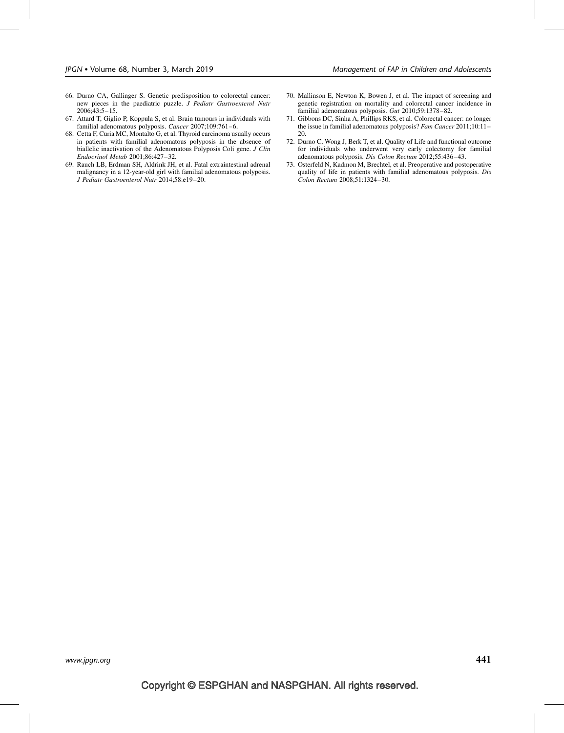66. Durno CA, Gallinger S. Genetic predisposition to colorectal cancer: new pieces in the paediatric puzzle. *J Pediatr Gastroenterol Nutr* 2006;43:5–15.
67. Attard T, Giglio P, Koppula S, et al. Brain tumours in individuals with familial adenomatous polyposis. *Cancer* 2007;109:761–6.
68. Cetta F, Curia MC, Montalto G, et al. Thyroid carcinoma usually occurs in patients with familial adenomatous polyposis in the absence of biallelic inactivation of the Adenomatous Polyposis Coli gene. *J Clin Endocrinol Metab* 2001;86:427–32.
69. Rauch LB, Erdman SH, Aldrink JH, et al. Fatal extraintestinal adrenal malignancy in a 12-year-old girl with familial adenomatous polyposis. *J Pediatr Gastroenterol Nutr* 2014;58:e19–20.
70. Mallinson E, Newton K, Bowen J, et al. The impact of screening and genetic registration on mortality and colorectal cancer incidence in familial adenomatous polyposis. *Gut* 2010;59:1378–82.
71. Gibbons DC, Sinha A, Phillips RKS, et al. Colorectal cancer: no longer the issue in familial adenomatous polyposis? *Fam Cancer* 2011;10:11–20.
72. Durno C, Wong J, Berk T, et al. Quality of Life and functional outcome for individuals who underwent very early colectomy for familial adenomatous polyposis. *Dis Colon Rectum* 2012;55:436–43.
73. Osterfeld N, Kadmon M, Brechtel, et al. Preoperative and postoperative quality of life in patients with familial adenomatous polyposis. *Dis Colon Rectum* 2008;51:1324–30.

Copyright © ESPGHAN and NASPGHAN. All rights reserved.